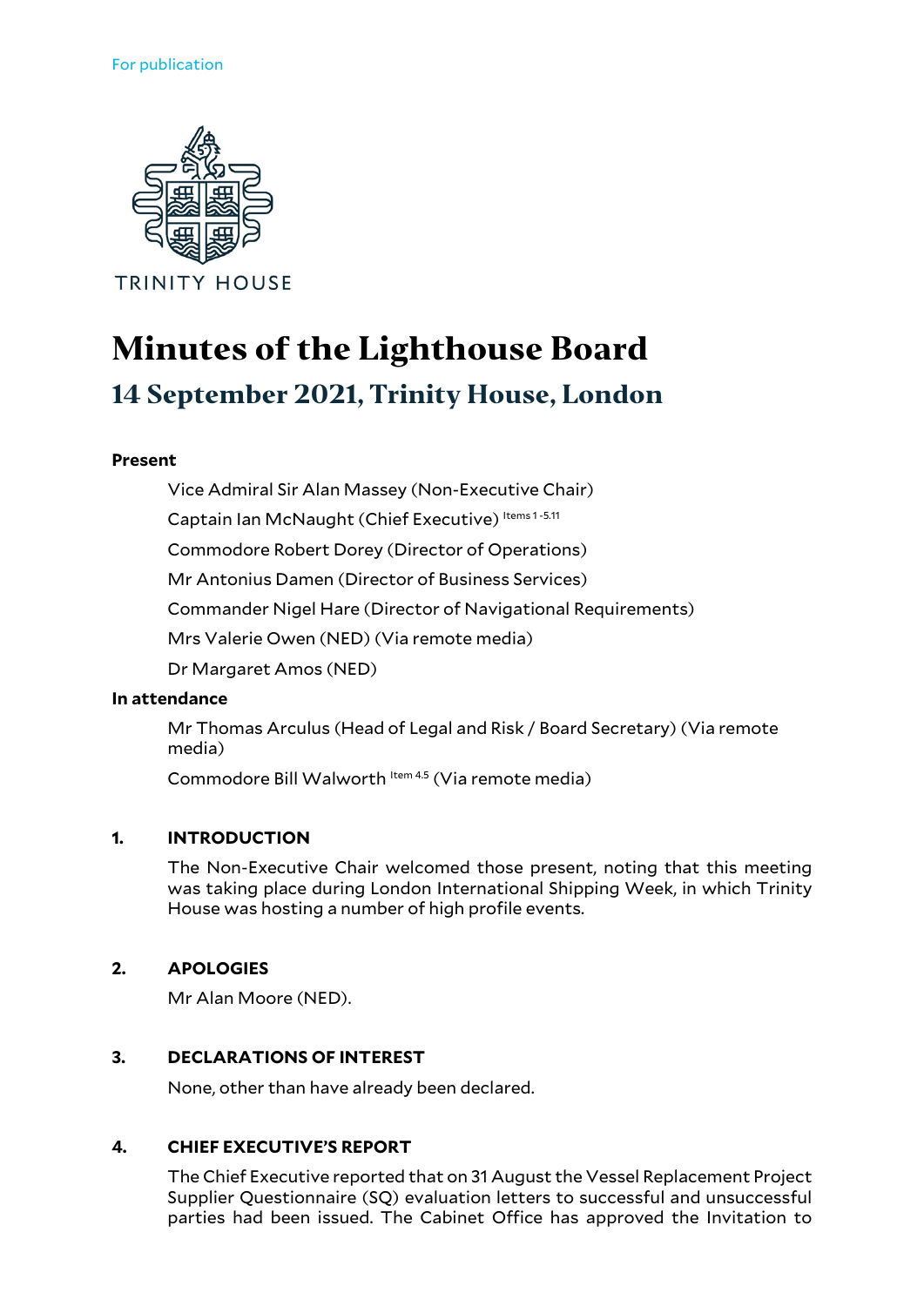For publication

TRINITY HOUSE

# Minutes of the Lighthouse Board

## 14 September 2021, Trinity House, London

**Present**

Vice Admiral Sir Alan Massey (Non-Executive Chair)

Captain Ian McNaught (Chief Executive) [Items 1 -5.11]

Commodore Robert Dorey (Director of Operations)

Mr Antonius Damen (Director of Business Services)

Commander Nigel Hare (Director of Navigational Requirements)

Mrs Valerie Owen (NED) (Via remote media)

Dr Margaret Amos (NED)

**In attendance**

Mr Thomas Arculus (Head of Legal and Risk / Board Secretary) (Via remote media)

Commodore Bill Walworth [Item 4.5] (Via remote media)

**1. INTRODUCTION**

The Non-Executive Chair welcomed those present, noting that this meeting was taking place during London International Shipping Week, in which Trinity House was hosting a number of high profile events.

**2. APOLOGIES**

Mr Alan Moore (NED).

**3. DECLARATIONS OF INTEREST**

None, other than have already been declared.

**4. CHIEF EXECUTIVE'S REPORT**

The Chief Executive reported that on 31 August the Vessel Replacement Project Supplier Questionnaire (SQ) evaluation letters to successful and unsuccessful parties had been issued. The Cabinet Office has approved the Invitation to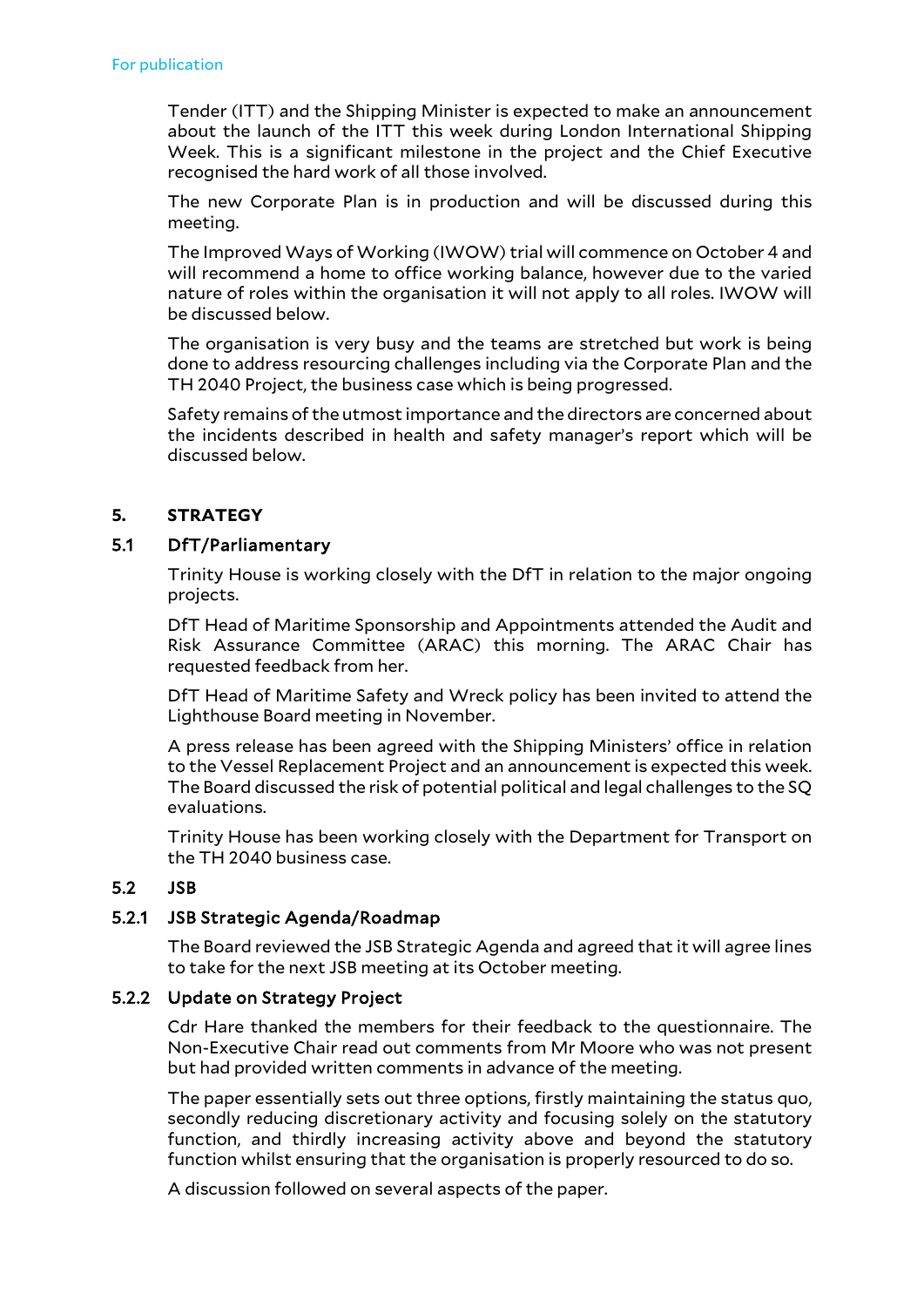Tender (ITT) and the Shipping Minister is expected to make an announcement about the launch of the ITT this week during London International Shipping Week. This is a significant milestone in the project and the Chief Executive recognised the hard work of all those involved.

The new Corporate Plan is in production and will be discussed during this meeting.

The Improved Ways of Working (IWOW) trial will commence on October 4 and will recommend a home to office working balance, however due to the varied nature of roles within the organisation it will not apply to all roles. IWOW will be discussed below.

The organisation is very busy and the teams are stretched but work is being done to address resourcing challenges including via the Corporate Plan and the TH 2040 Project, the business case which is being progressed.

Safety remains of the utmost importance and the directors are concerned about the incidents described in health and safety manager's report which will be discussed below.

## 5. STRATEGY

### 5.1 DfT/Parliamentary

Trinity House is working closely with the DfT in relation to the major ongoing projects.

DfT Head of Maritime Sponsorship and Appointments attended the Audit and Risk Assurance Committee (ARAC) this morning. The ARAC Chair has requested feedback from her.

DfT Head of Maritime Safety and Wreck policy has been invited to attend the Lighthouse Board meeting in November.

A press release has been agreed with the Shipping Ministers' office in relation to the Vessel Replacement Project and an announcement is expected this week. The Board discussed the risk of potential political and legal challenges to the SQ evaluations.

Trinity House has been working closely with the Department for Transport on the TH 2040 business case.

### 5.2 JSB

#### 5.2.1 JSB Strategic Agenda/Roadmap

The Board reviewed the JSB Strategic Agenda and agreed that it will agree lines to take for the next JSB meeting at its October meeting.

#### 5.2.2 Update on Strategy Project

Cdr Hare thanked the members for their feedback to the questionnaire. The Non-Executive Chair read out comments from Mr Moore who was not present but had provided written comments in advance of the meeting.

The paper essentially sets out three options, firstly maintaining the status quo, secondly reducing discretionary activity and focusing solely on the statutory function, and thirdly increasing activity above and beyond the statutory function whilst ensuring that the organisation is properly resourced to do so.

A discussion followed on several aspects of the paper.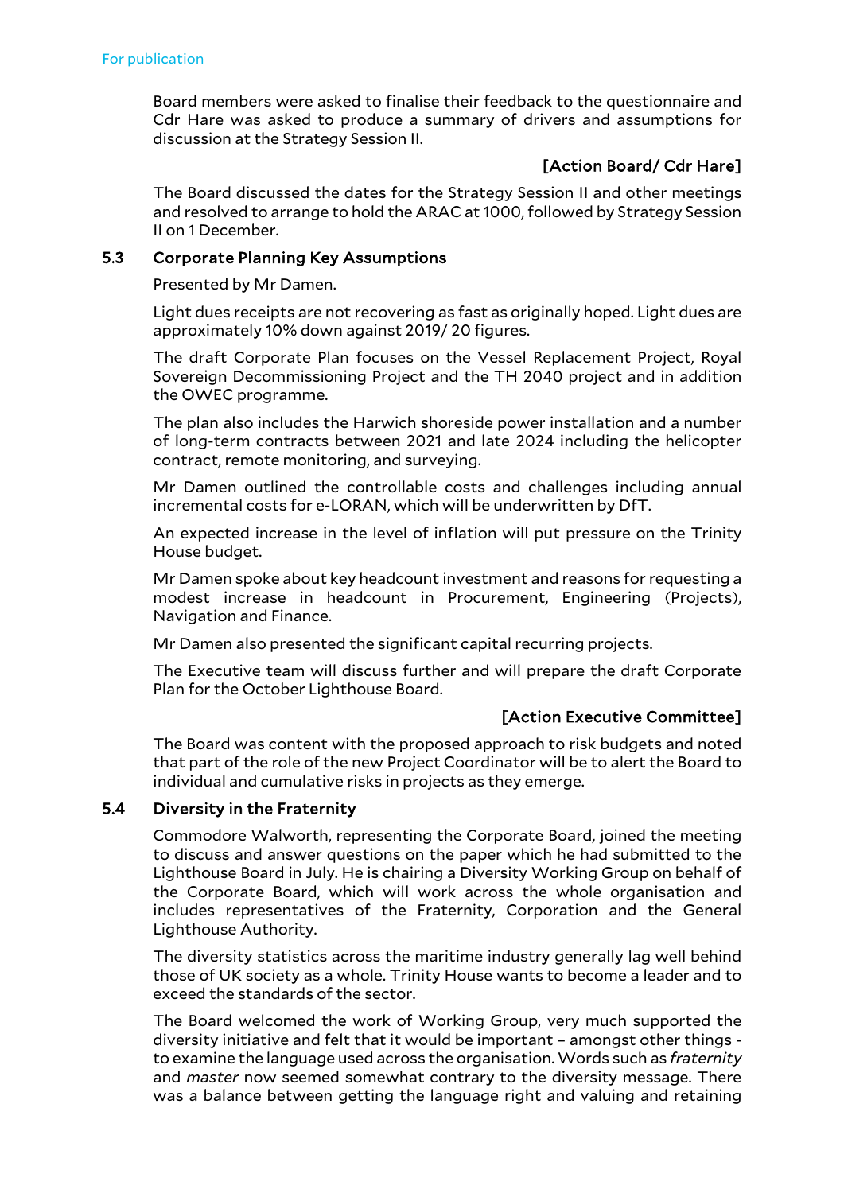Board members were asked to finalise their feedback to the questionnaire and Cdr Hare was asked to produce a summary of drivers and assumptions for discussion at the Strategy Session II.

**[Action Board/ Cdr Hare]**

The Board discussed the dates for the Strategy Session II and other meetings and resolved to arrange to hold the ARAC at 1000, followed by Strategy Session II on 1 December.

### 5.3 Corporate Planning Key Assumptions

Presented by Mr Damen.

Light dues receipts are not recovering as fast as originally hoped. Light dues are approximately 10% down against 2019/ 20 figures.

The draft Corporate Plan focuses on the Vessel Replacement Project, Royal Sovereign Decommissioning Project and the TH 2040 project and in addition the OWEC programme.

The plan also includes the Harwich shoreside power installation and a number of long-term contracts between 2021 and late 2024 including the helicopter contract, remote monitoring, and surveying.

Mr Damen outlined the controllable costs and challenges including annual incremental costs for e-LORAN, which will be underwritten by DfT.

An expected increase in the level of inflation will put pressure on the Trinity House budget.

Mr Damen spoke about key headcount investment and reasons for requesting a modest increase in headcount in Procurement, Engineering (Projects), Navigation and Finance.

Mr Damen also presented the significant capital recurring projects.

The Executive team will discuss further and will prepare the draft Corporate Plan for the October Lighthouse Board.

**[Action Executive Committee]**

The Board was content with the proposed approach to risk budgets and noted that part of the role of the new Project Coordinator will be to alert the Board to individual and cumulative risks in projects as they emerge.

### 5.4 Diversity in the Fraternity

Commodore Walworth, representing the Corporate Board, joined the meeting to discuss and answer questions on the paper which he had submitted to the Lighthouse Board in July. He is chairing a Diversity Working Group on behalf of the Corporate Board, which will work across the whole organisation and includes representatives of the Fraternity, Corporation and the General Lighthouse Authority.

The diversity statistics across the maritime industry generally lag well behind those of UK society as a whole. Trinity House wants to become a leader and to exceed the standards of the sector.

The Board welcomed the work of Working Group, very much supported the diversity initiative and felt that it would be important – amongst other things - to examine the language used across the organisation. Words such as *fraternity* and *master* now seemed somewhat contrary to the diversity message. There was a balance between getting the language right and valuing and retaining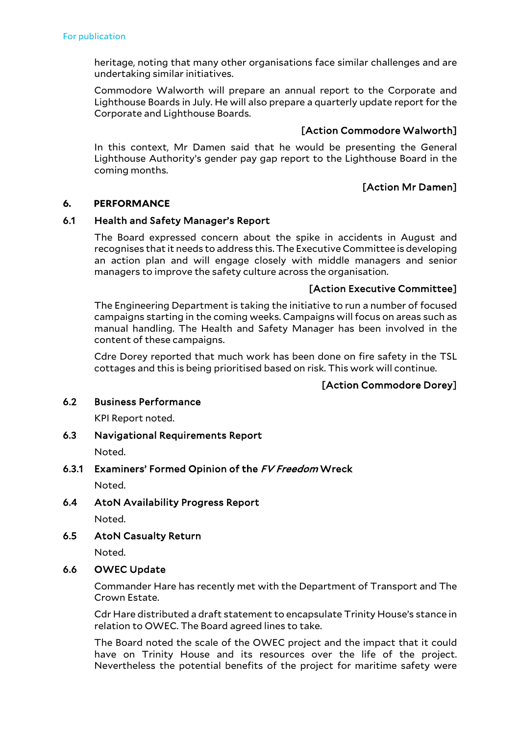heritage, noting that many other organisations face similar challenges and are undertaking similar initiatives.

Commodore Walworth will prepare an annual report to the Corporate and Lighthouse Boards in July. He will also prepare a quarterly update report for the Corporate and Lighthouse Boards.

**[Action Commodore Walworth]**

In this context, Mr Damen said that he would be presenting the General Lighthouse Authority's gender pay gap report to the Lighthouse Board in the coming months.

**[Action Mr Damen]**

## 6. PERFORMANCE

### 6.1 Health and Safety Manager's Report

The Board expressed concern about the spike in accidents in August and recognises that it needs to address this. The Executive Committee is developing an action plan and will engage closely with middle managers and senior managers to improve the safety culture across the organisation.

**[Action Executive Committee]**

The Engineering Department is taking the initiative to run a number of focused campaigns starting in the coming weeks. Campaigns will focus on areas such as manual handling. The Health and Safety Manager has been involved in the content of these campaigns.

Cdre Dorey reported that much work has been done on fire safety in the TSL cottages and this is being prioritised based on risk. This work will continue.

**[Action Commodore Dorey]**

### 6.2 Business Performance

KPI Report noted.

### 6.3 Navigational Requirements Report

Noted.

### 6.3.1 Examiners' Formed Opinion of the *FV Freedom* Wreck

Noted.

### 6.4 AtoN Availability Progress Report

Noted.

### 6.5 AtoN Casualty Return

Noted.

### 6.6 OWEC Update

Commander Hare has recently met with the Department of Transport and The Crown Estate.

Cdr Hare distributed a draft statement to encapsulate Trinity House's stance in relation to OWEC. The Board agreed lines to take.

The Board noted the scale of the OWEC project and the impact that it could have on Trinity House and its resources over the life of the project. Nevertheless the potential benefits of the project for maritime safety were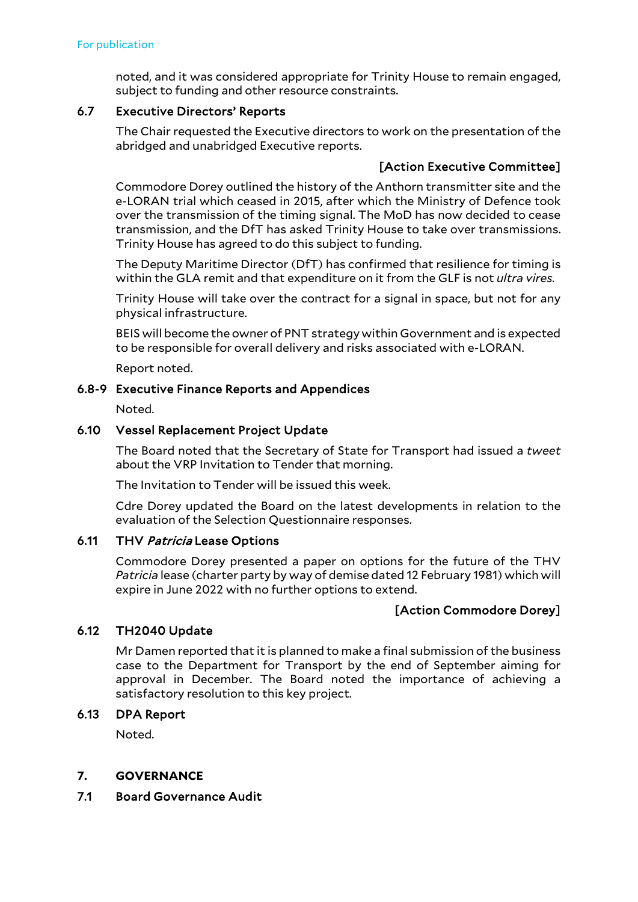noted, and it was considered appropriate for Trinity House to remain engaged, subject to funding and other resource constraints.

### 6.7 Executive Directors' Reports

The Chair requested the Executive directors to work on the presentation of the abridged and unabridged Executive reports.

**[Action Executive Committee]**

Commodore Dorey outlined the history of the Anthorn transmitter site and the e-LORAN trial which ceased in 2015, after which the Ministry of Defence took over the transmission of the timing signal. The MoD has now decided to cease transmission, and the DfT has asked Trinity House to take over transmissions. Trinity House has agreed to do this subject to funding.

The Deputy Maritime Director (DfT) has confirmed that resilience for timing is within the GLA remit and that expenditure on it from the GLF is not *ultra vires*.

Trinity House will take over the contract for a signal in space, but not for any physical infrastructure.

BEIS will become the owner of PNT strategy within Government and is expected to be responsible for overall delivery and risks associated with e-LORAN.

Report noted.

### 6.8-9 Executive Finance Reports and Appendices

Noted.

### 6.10 Vessel Replacement Project Update

The Board noted that the Secretary of State for Transport had issued a *tweet* about the VRP Invitation to Tender that morning.

The Invitation to Tender will be issued this week.

Cdre Dorey updated the Board on the latest developments in relation to the evaluation of the Selection Questionnaire responses.

### 6.11 THV *Patricia* Lease Options

Commodore Dorey presented a paper on options for the future of the THV *Patricia* lease (charter party by way of demise dated 12 February 1981) which will expire in June 2022 with no further options to extend.

**[Action Commodore Dorey]**

### 6.12 TH2040 Update

Mr Damen reported that it is planned to make a final submission of the business case to the Department for Transport by the end of September aiming for approval in December. The Board noted the importance of achieving a satisfactory resolution to this key project.

### 6.13 DPA Report

Noted.

## 7. GOVERNANCE

### 7.1 Board Governance Audit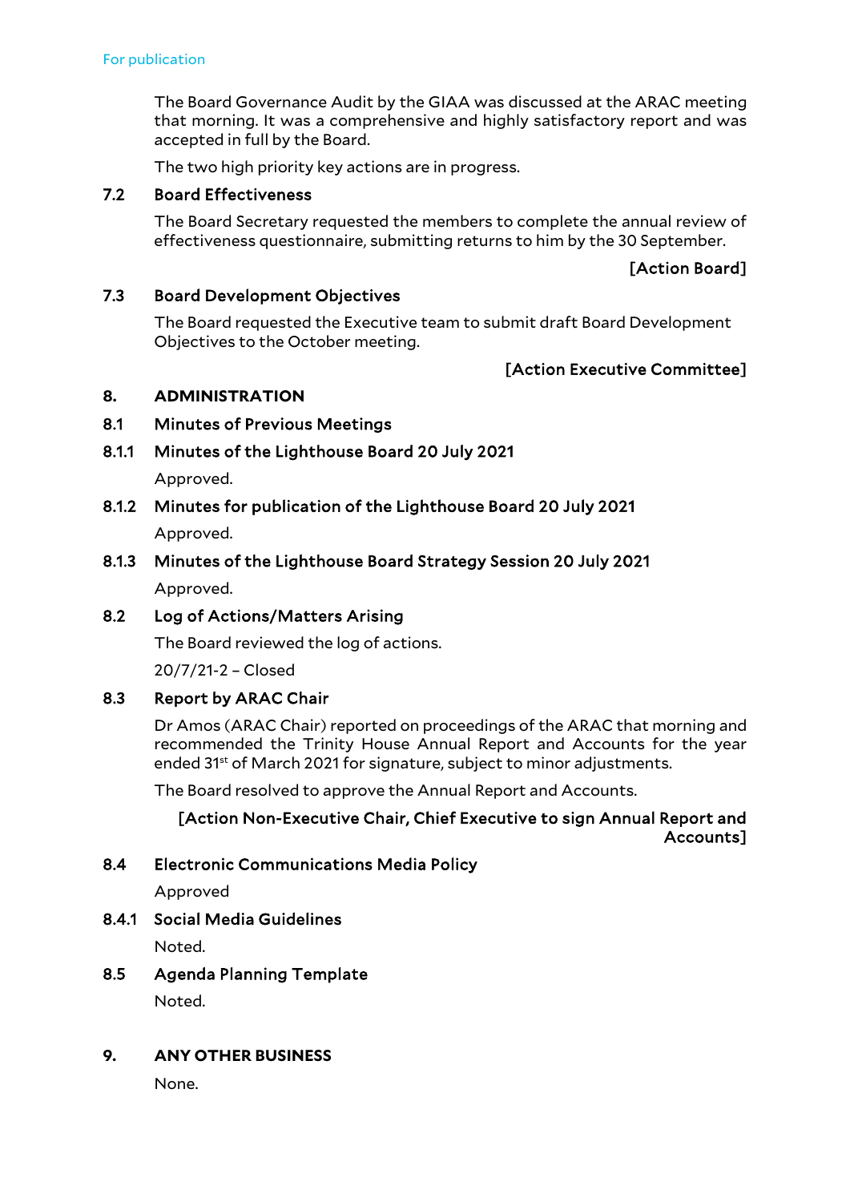For publication

The Board Governance Audit by the GIAA was discussed at the ARAC meeting that morning. It was a comprehensive and highly satisfactory report and was accepted in full by the Board.

The two high priority key actions are in progress.

**7.2 Board Effectiveness**

The Board Secretary requested the members to complete the annual review of effectiveness questionnaire, submitting returns to him by the 30 September.

**[Action Board]**

**7.3 Board Development Objectives**

The Board requested the Executive team to submit draft Board Development Objectives to the October meeting.

**[Action Executive Committee]**

## 8. ADMINISTRATION

**8.1 Minutes of Previous Meetings**

**8.1.1 Minutes of the Lighthouse Board 20 July 2021**

Approved.

**8.1.2 Minutes for publication of the Lighthouse Board 20 July 2021**

Approved.

**8.1.3 Minutes of the Lighthouse Board Strategy Session 20 July 2021**

Approved.

**8.2 Log of Actions/Matters Arising**

The Board reviewed the log of actions.

20/7/21-2 – Closed

**8.3 Report by ARAC Chair**

Dr Amos (ARAC Chair) reported on proceedings of the ARAC that morning and recommended the Trinity House Annual Report and Accounts for the year ended 31st of March 2021 for signature, subject to minor adjustments.

The Board resolved to approve the Annual Report and Accounts.

**[Action Non-Executive Chair, Chief Executive to sign Annual Report and Accounts]**

**8.4 Electronic Communications Media Policy**

Approved

**8.4.1 Social Media Guidelines**

Noted.

**8.5 Agenda Planning Template**

Noted.

## 9. ANY OTHER BUSINESS

None.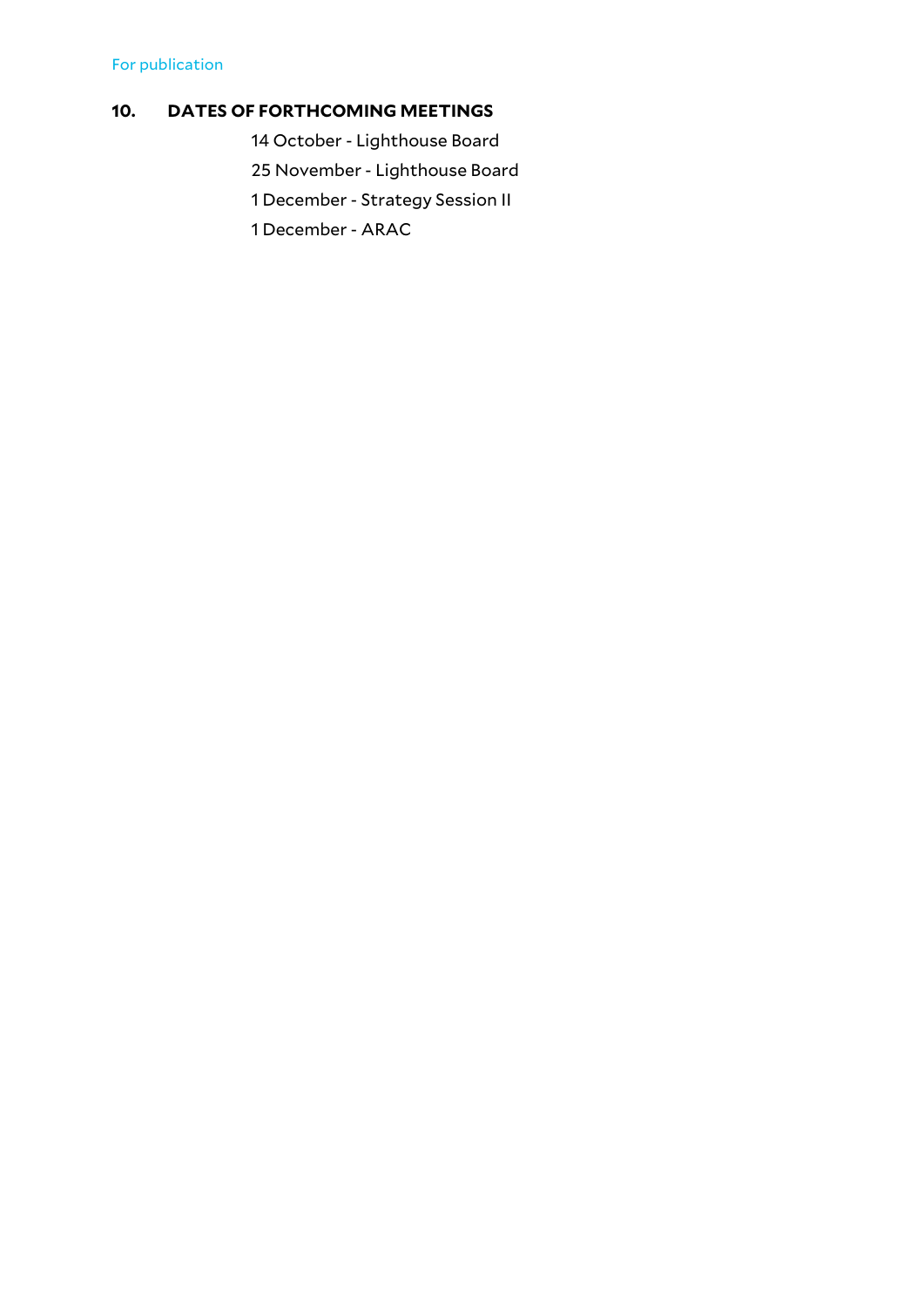For publication

## 10. DATES OF FORTHCOMING MEETINGS

14 October - Lighthouse Board

25 November - Lighthouse Board

1 December - Strategy Session II

1 December - ARAC